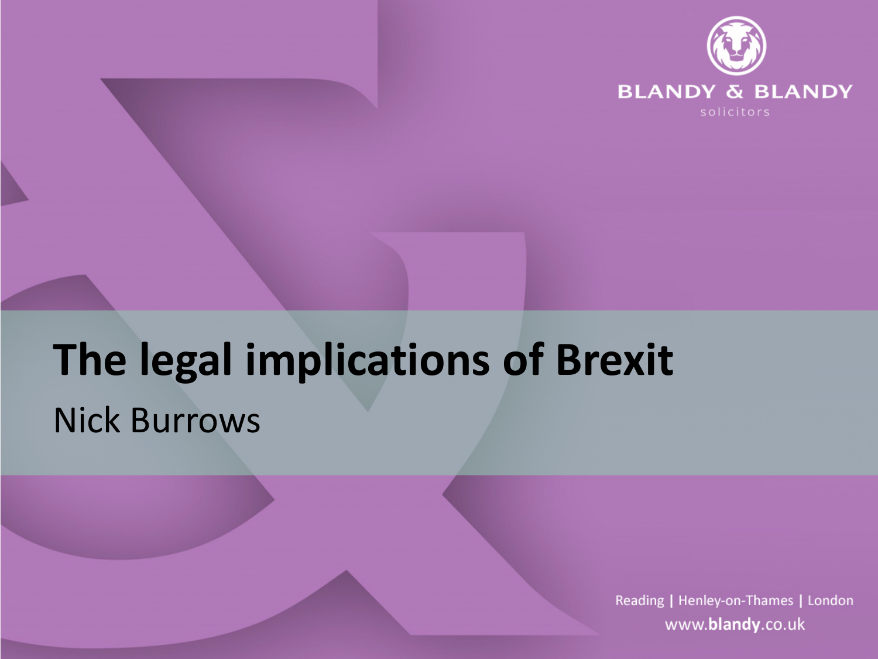BLANDY & BLANDY

solicitors

# The legal implications of Brexit

Nick Burrows

Reading | Henley-on-Thames | London

www.blandy.co.uk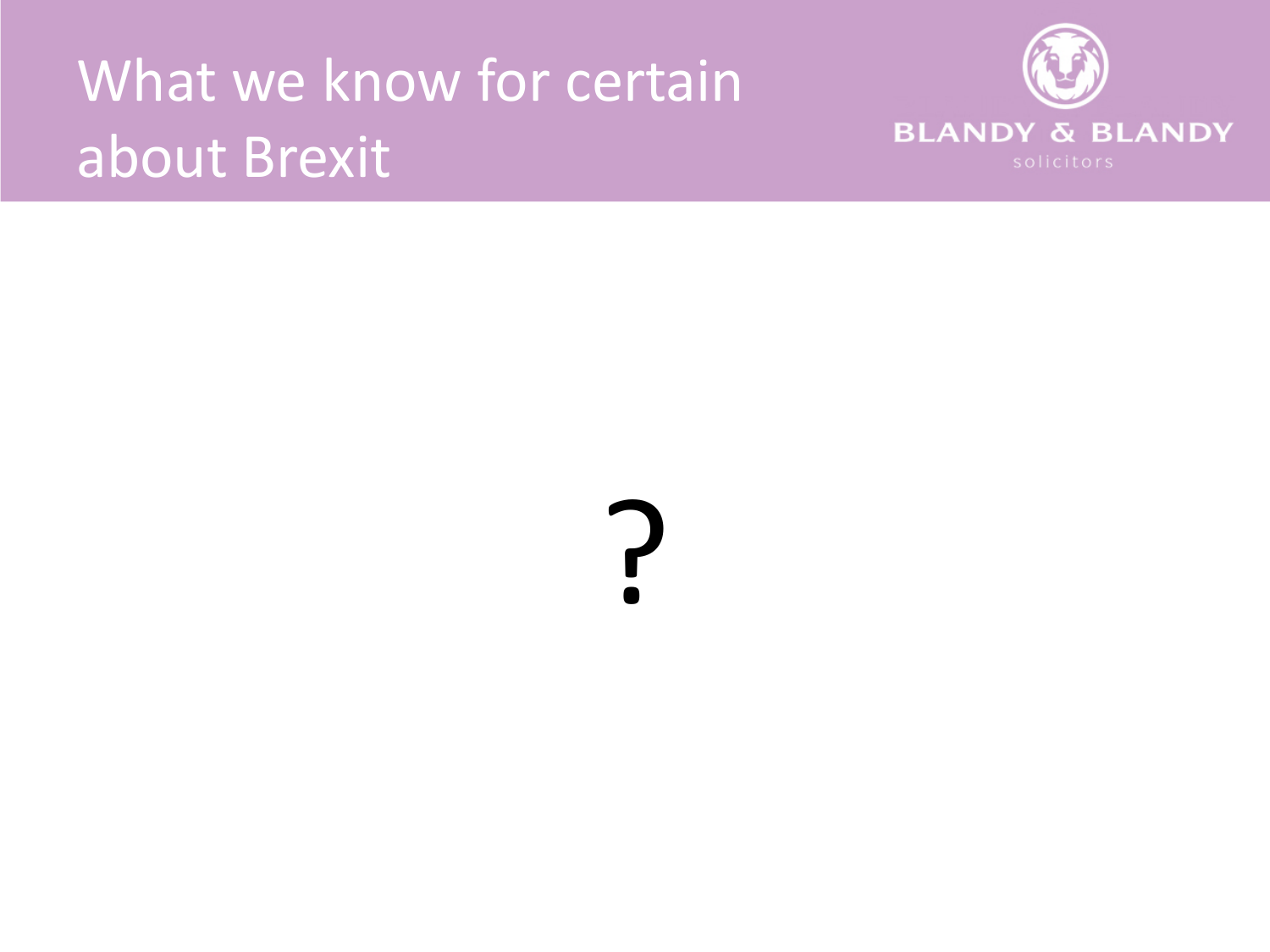# What we know for certain about Brexit

?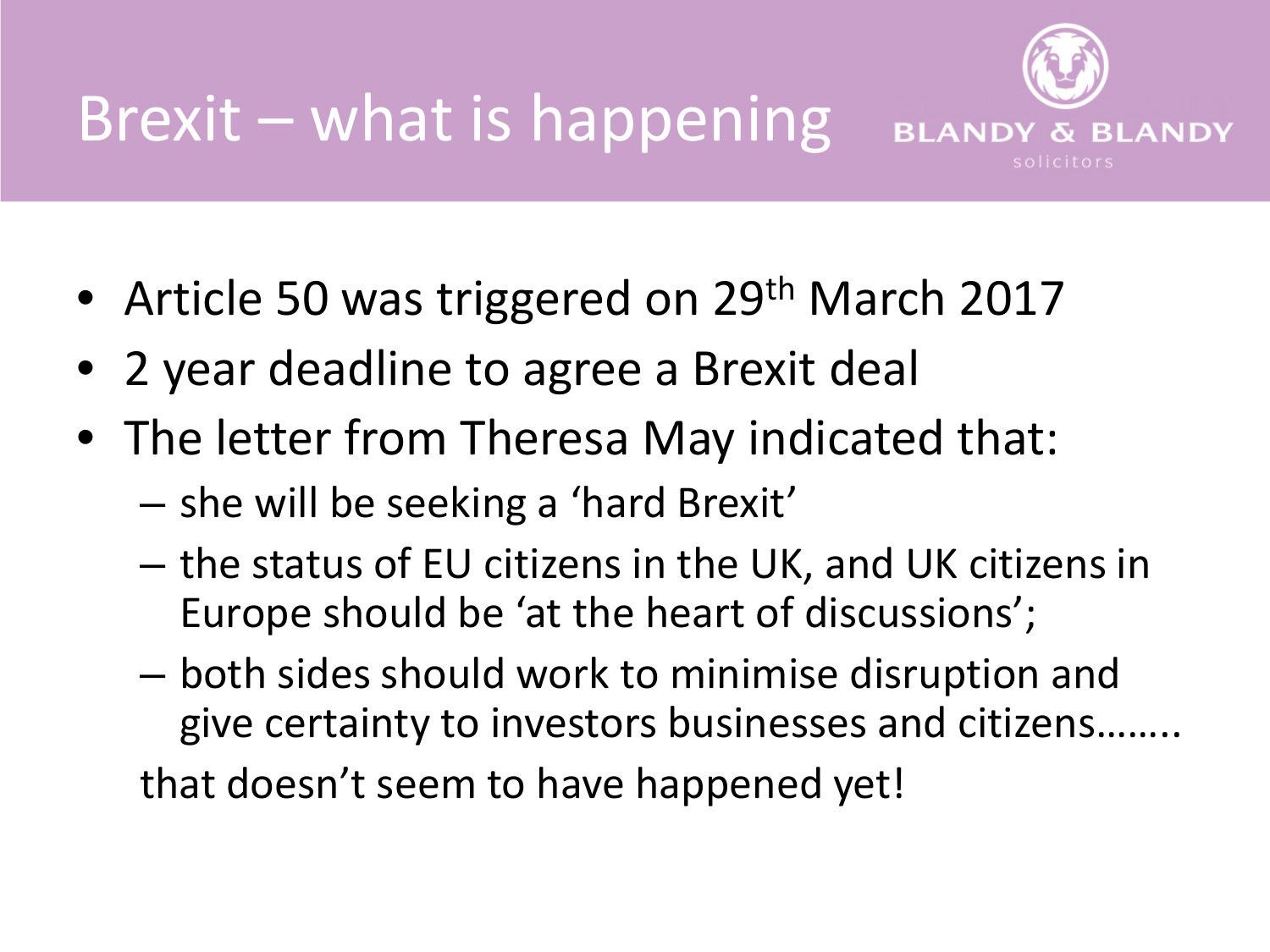# Brexit – what is happening

BLANDY & BLANDY
solicitors

- Article 50 was triggered on 29th March 2017
- 2 year deadline to agree a Brexit deal
- The letter from Theresa May indicated that:
  - she will be seeking a 'hard Brexit'
  - the status of EU citizens in the UK, and UK citizens in Europe should be 'at the heart of discussions';
  - both sides should work to minimise disruption and give certainty to investors businesses and citizens……..

  that doesn't seem to have happened yet!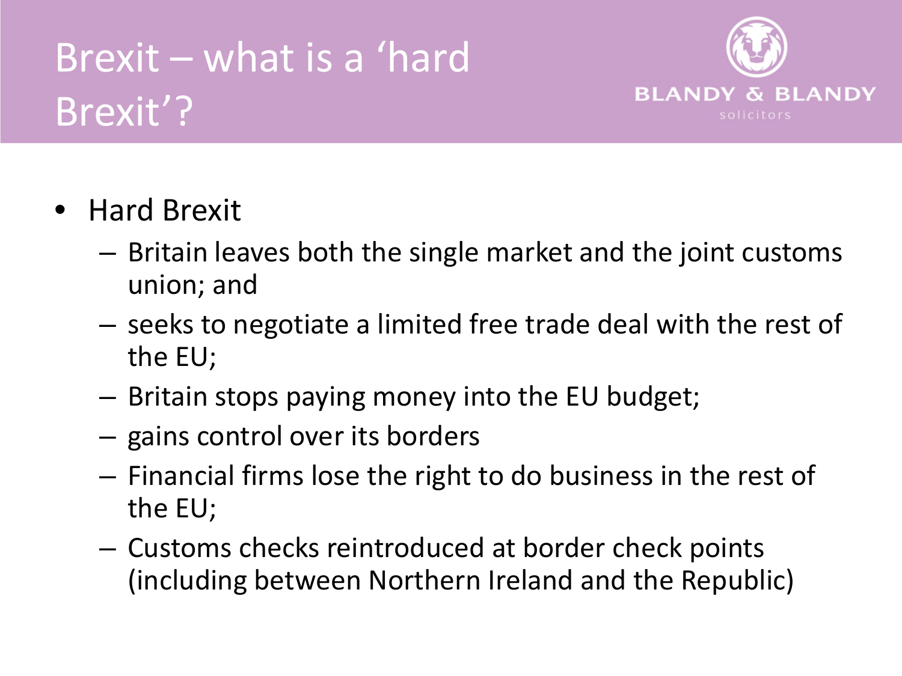# Brexit – what is a 'hard Brexit'?

- Hard Brexit
  - Britain leaves both the single market and the joint customs union; and
  - seeks to negotiate a limited free trade deal with the rest of the EU;
  - Britain stops paying money into the EU budget;
  - gains control over its borders
  - Financial firms lose the right to do business in the rest of the EU;
  - Customs checks reintroduced at border check points (including between Northern Ireland and the Republic)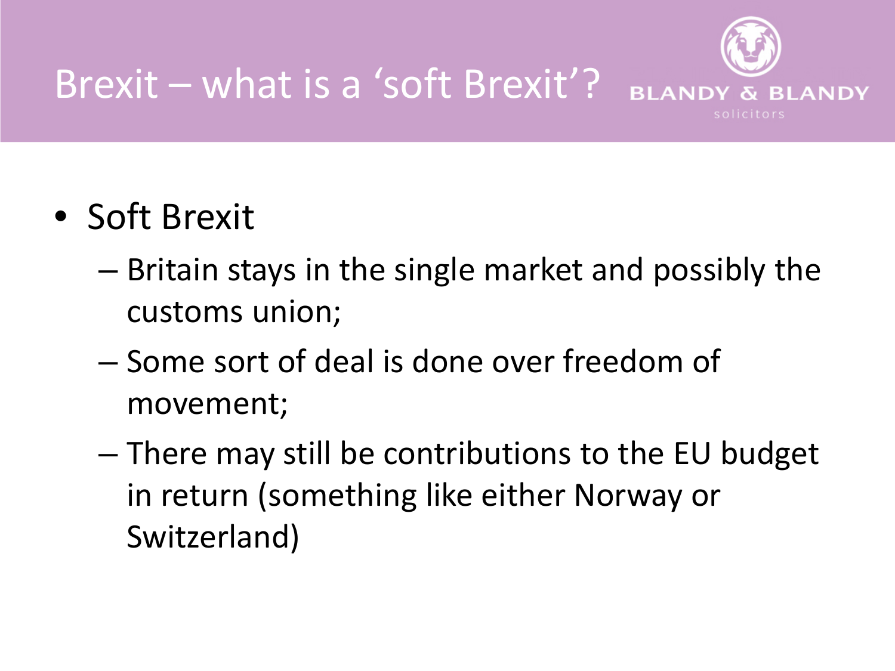# Brexit – what is a 'soft Brexit'?

- Soft Brexit
  - Britain stays in the single market and possibly the customs union;
  - Some sort of deal is done over freedom of movement;
  - There may still be contributions to the EU budget in return (something like either Norway or Switzerland)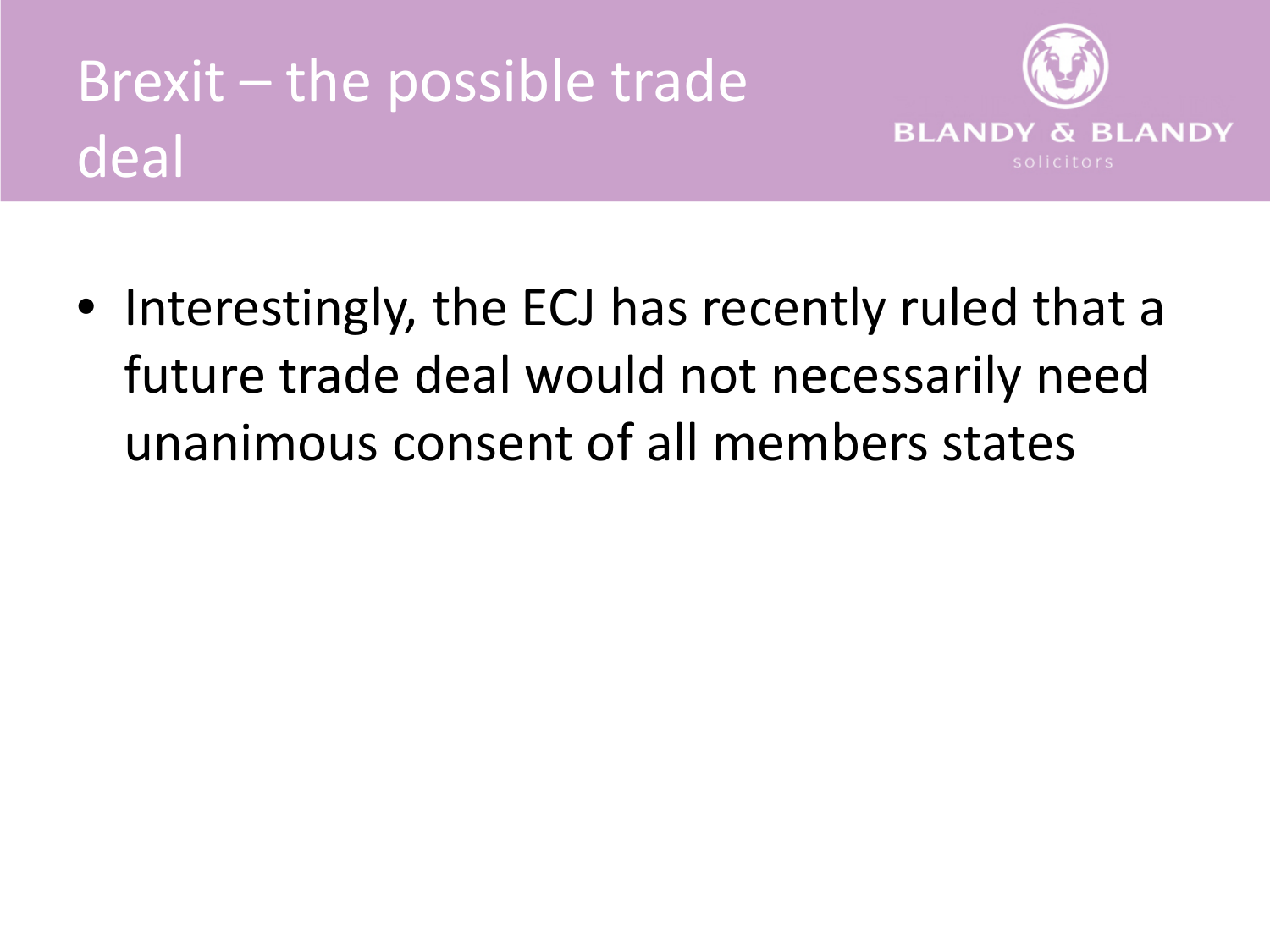# Brexit – the possible trade deal

- Interestingly, the ECJ has recently ruled that a future trade deal would not necessarily need unanimous consent of all members states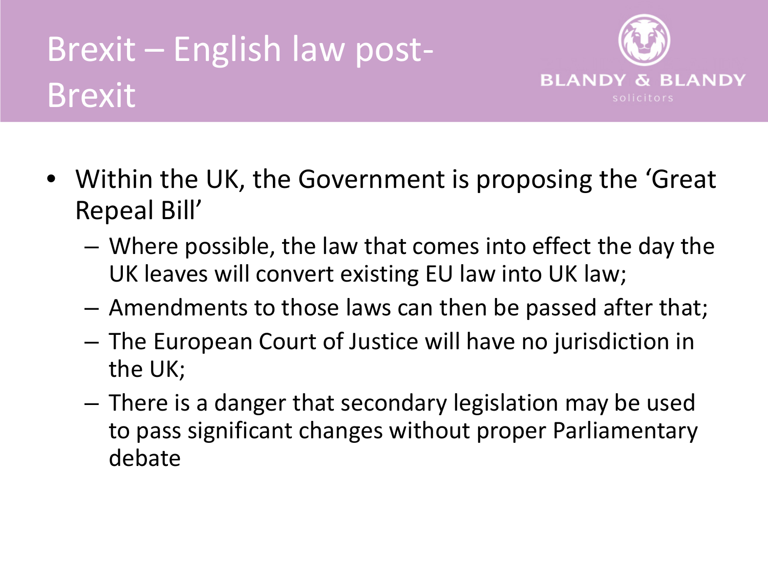# Brexit – English law post-Brexit

- Within the UK, the Government is proposing the 'Great Repeal Bill'
  - Where possible, the law that comes into effect the day the UK leaves will convert existing EU law into UK law;
  - Amendments to those laws can then be passed after that;
  - The European Court of Justice will have no jurisdiction in the UK;
  - There is a danger that secondary legislation may be used to pass significant changes without proper Parliamentary debate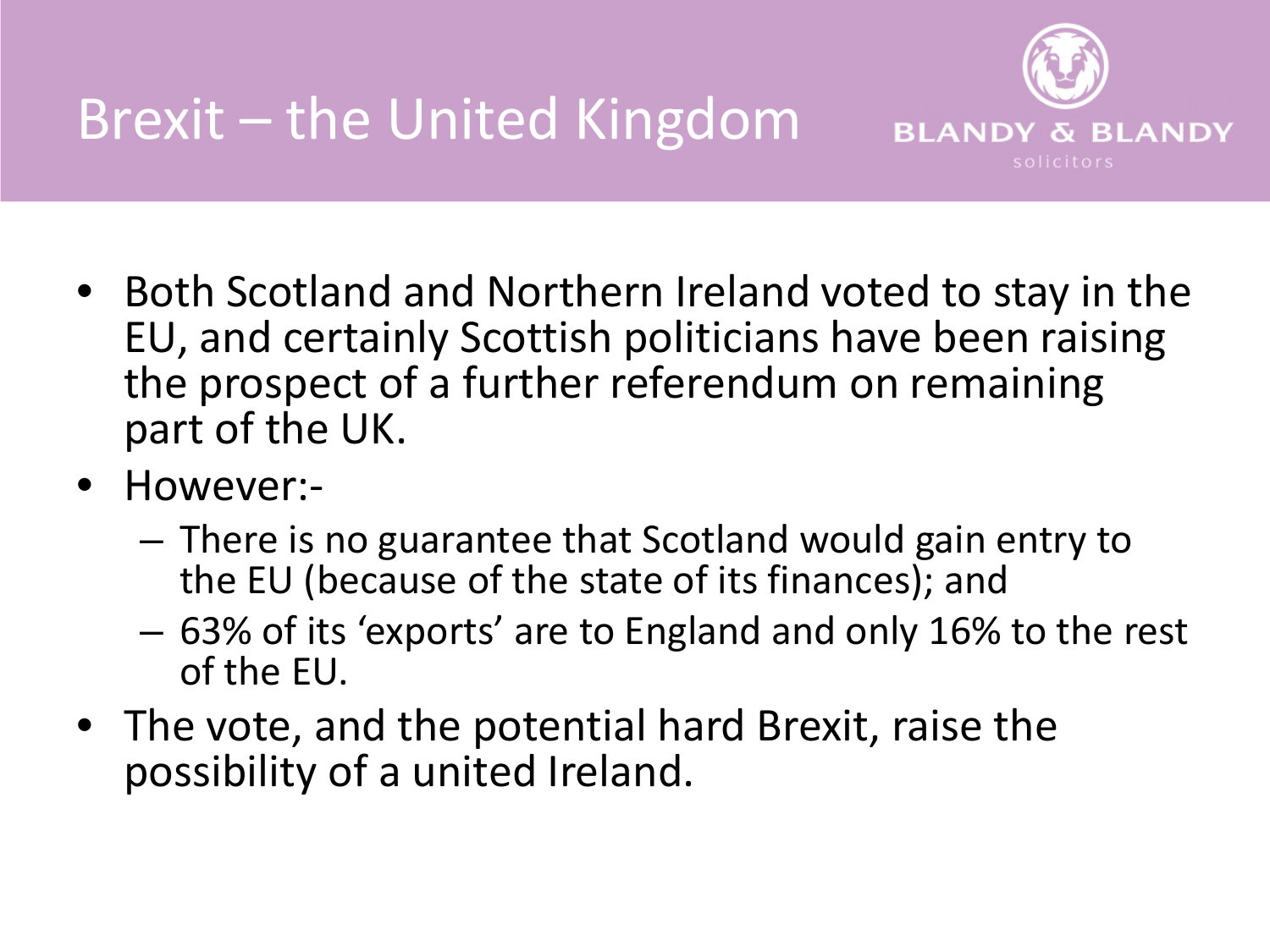# Brexit – the United Kingdom

BLANDY & BLANDY
solicitors

- Both Scotland and Northern Ireland voted to stay in the EU, and certainly Scottish politicians have been raising the prospect of a further referendum on remaining part of the UK.
- However:-
  - There is no guarantee that Scotland would gain entry to the EU (because of the state of its finances); and
  - 63% of its 'exports' are to England and only 16% to the rest of the EU.
- The vote, and the potential hard Brexit, raise the possibility of a united Ireland.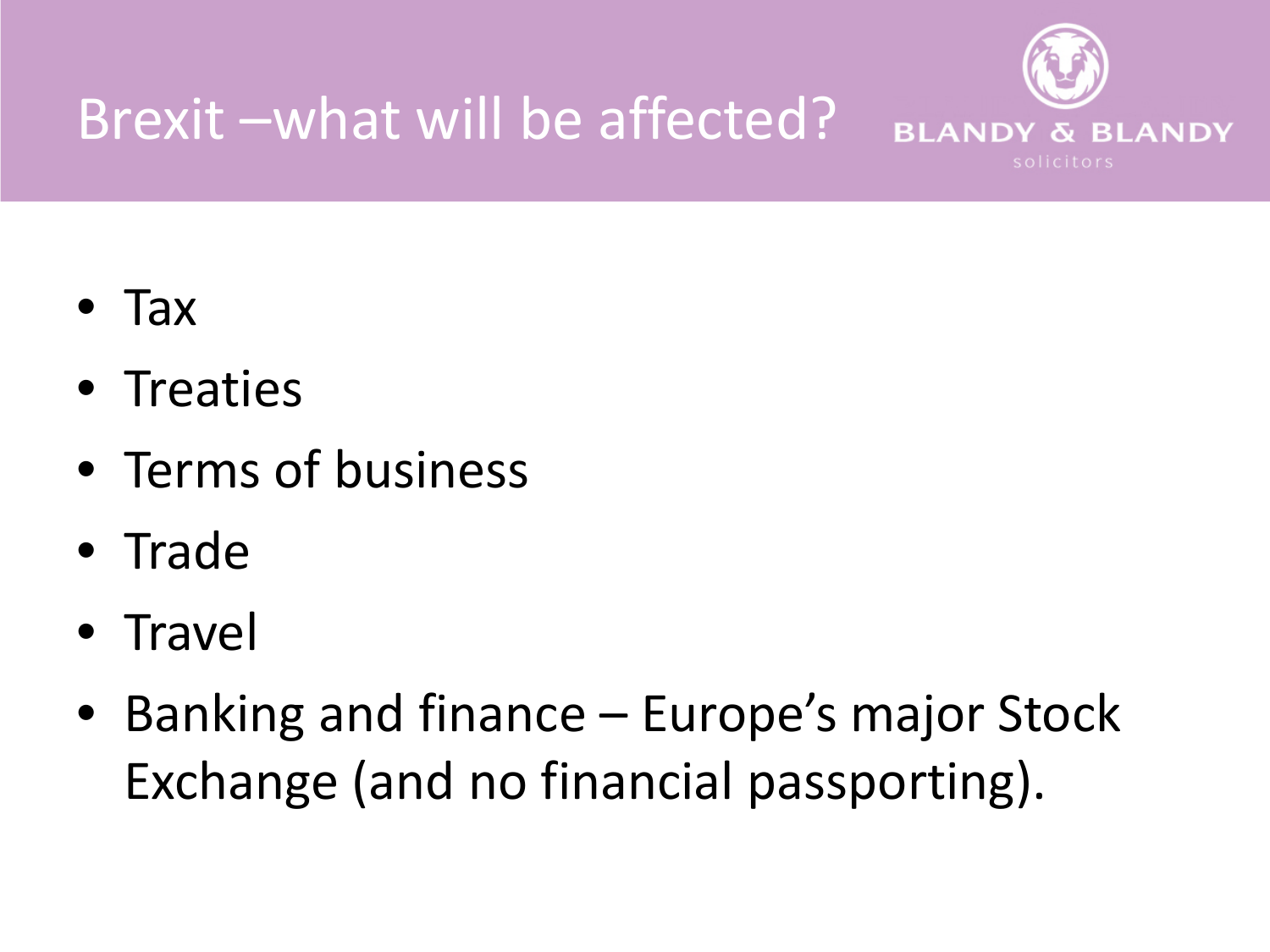# Brexit –what will be affected?

- Tax
- Treaties
- Terms of business
- Trade
- Travel
- Banking and finance – Europe's major Stock Exchange (and no financial passporting).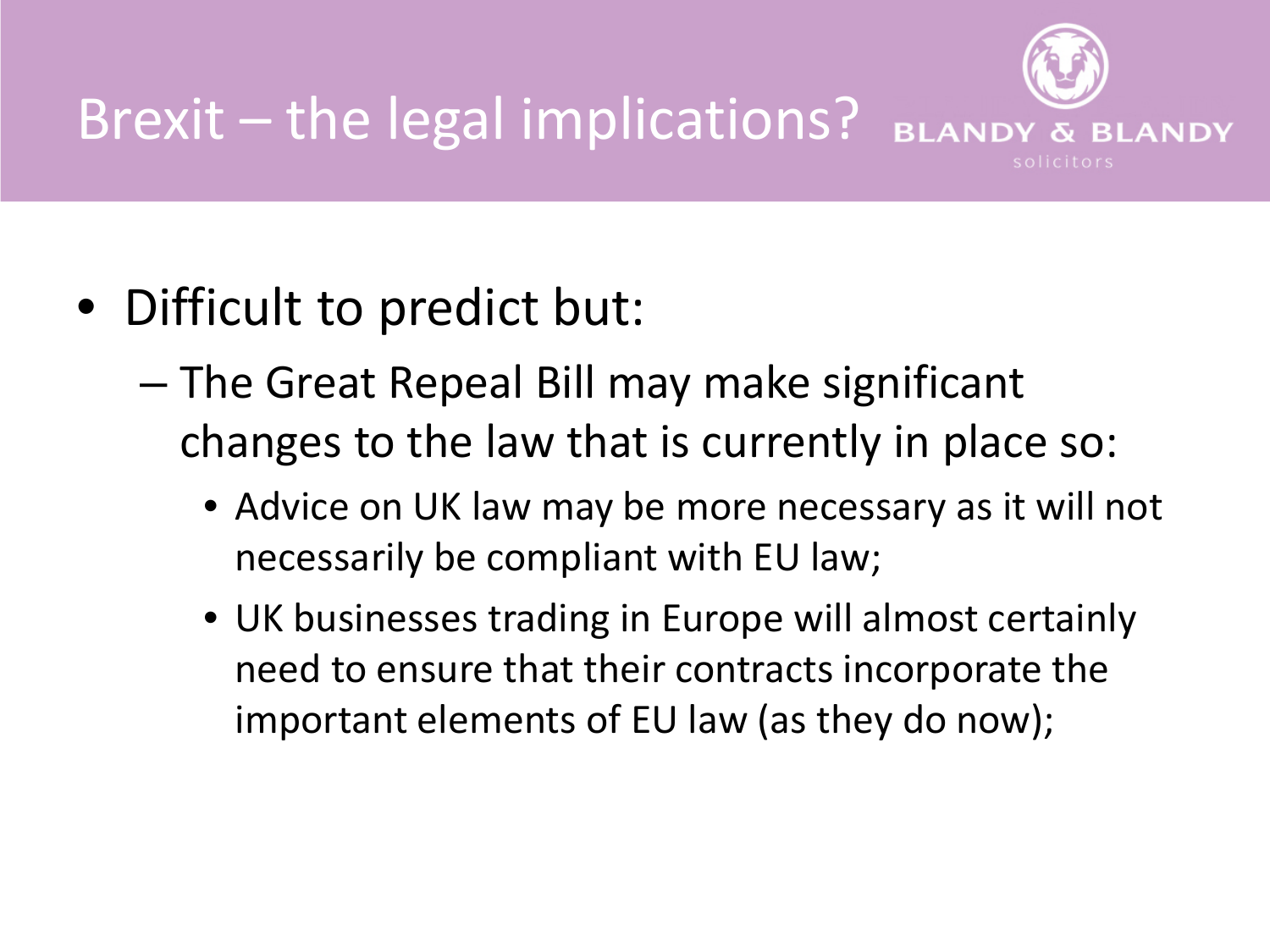# Brexit – the legal implications?

BLANDY & BLANDY
solicitors

- Difficult to predict but:
  - The Great Repeal Bill may make significant changes to the law that is currently in place so:
    - Advice on UK law may be more necessary as it will not necessarily be compliant with EU law;
    - UK businesses trading in Europe will almost certainly need to ensure that their contracts incorporate the important elements of EU law (as they do now);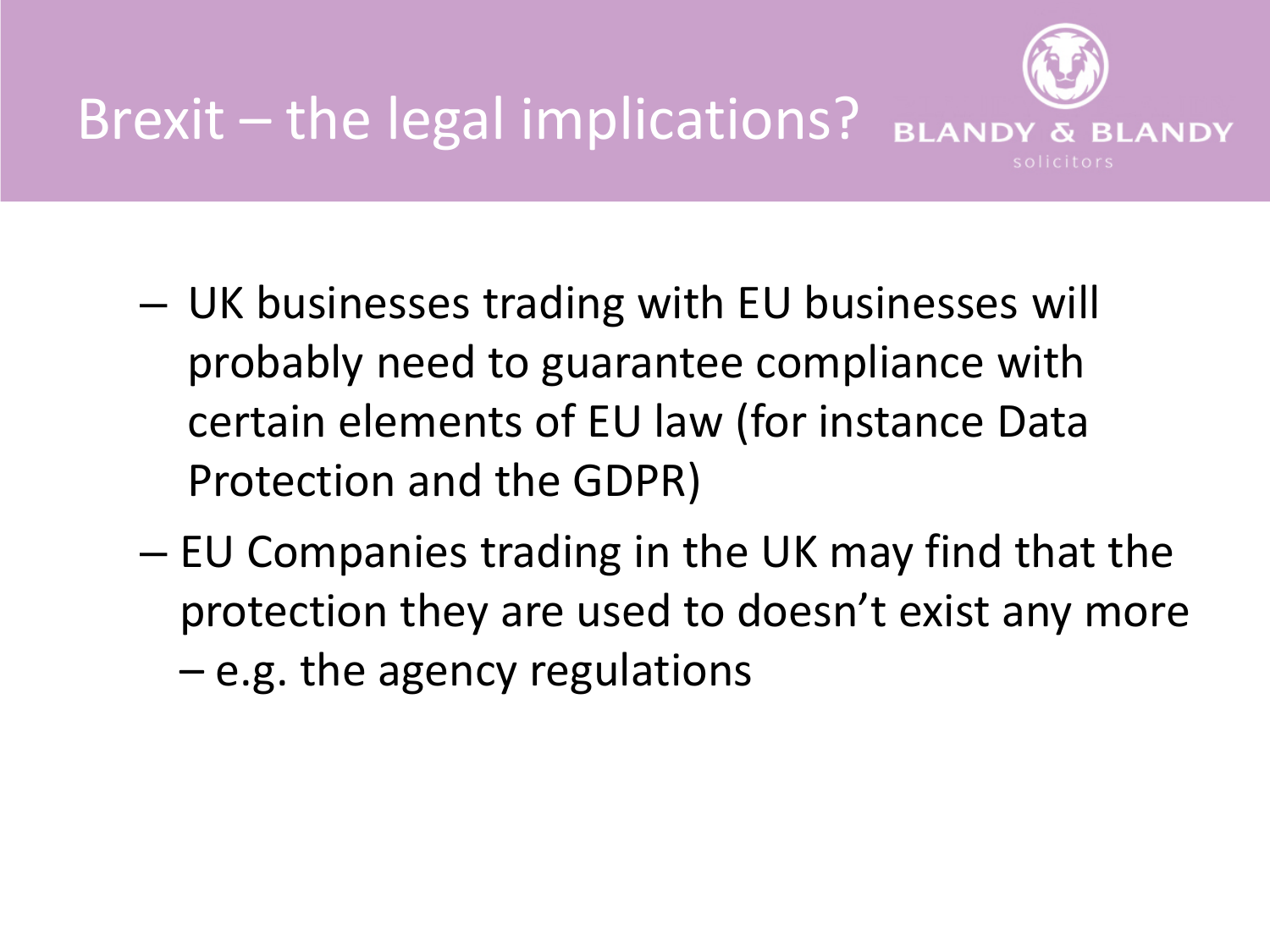# Brexit – the legal implications?

- UK businesses trading with EU businesses will probably need to guarantee compliance with certain elements of EU law (for instance Data Protection and the GDPR)
- EU Companies trading in the UK may find that the protection they are used to doesn't exist any more – e.g. the agency regulations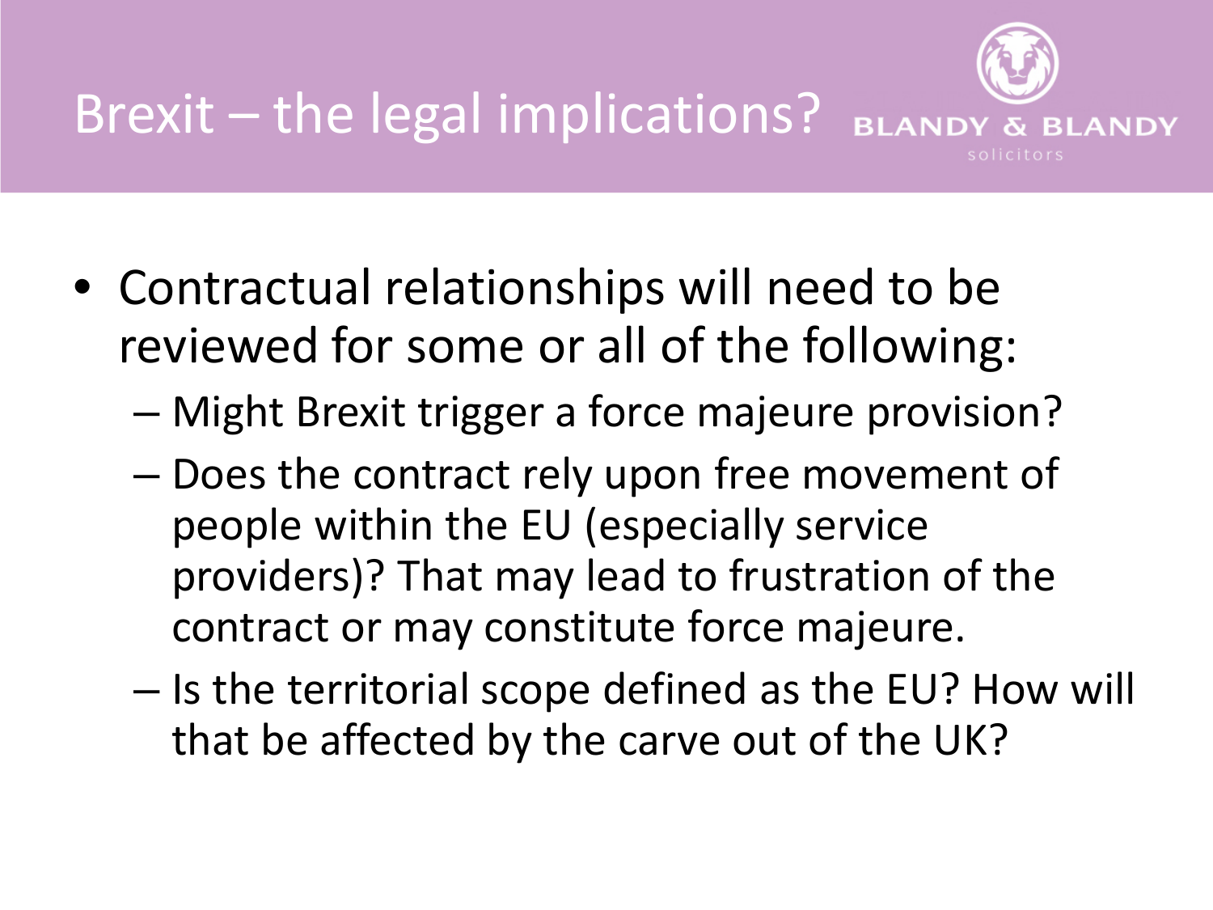# Brexit – the legal implications?

- Contractual relationships will need to be reviewed for some or all of the following:
  - Might Brexit trigger a force majeure provision?
  - Does the contract rely upon free movement of people within the EU (especially service providers)? That may lead to frustration of the contract or may constitute force majeure.
  - Is the territorial scope defined as the EU? How will that be affected by the carve out of the UK?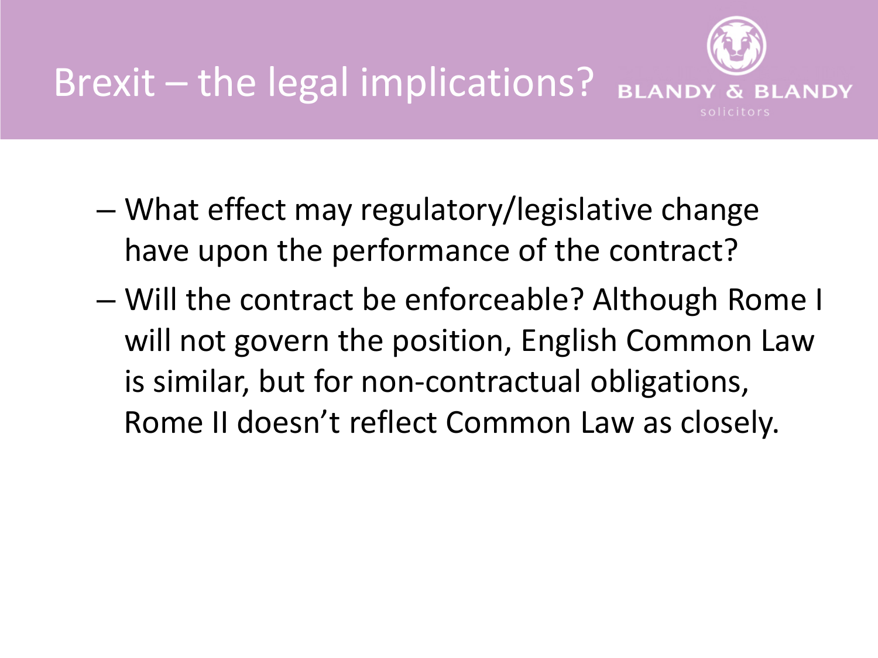# Brexit – the legal implications?

- What effect may regulatory/legislative change have upon the performance of the contract?
- Will the contract be enforceable? Although Rome I will not govern the position, English Common Law is similar, but for non-contractual obligations, Rome II doesn't reflect Common Law as closely.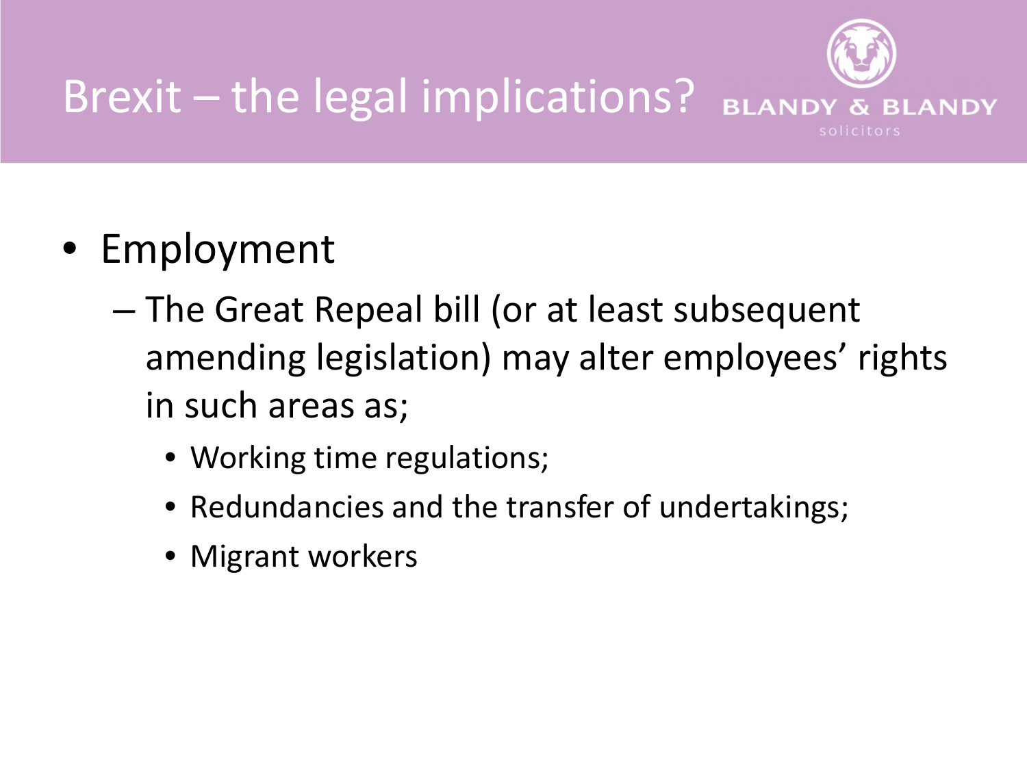# Brexit – the legal implications?

- Employment
  - The Great Repeal bill (or at least subsequent amending legislation) may alter employees' rights in such areas as;
    - Working time regulations;
    - Redundancies and the transfer of undertakings;
    - Migrant workers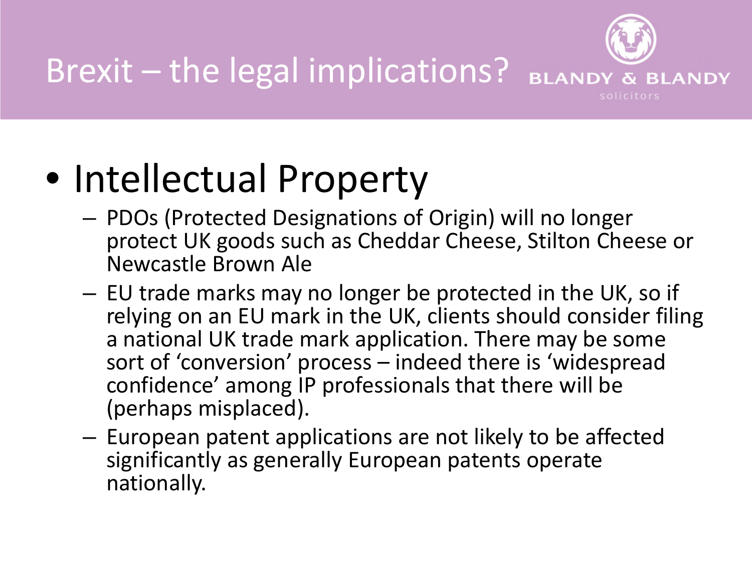# Brexit – the legal implications?

BLANDY & BLANDY
solicitors

- Intellectual Property
  - PDOs (Protected Designations of Origin) will no longer protect UK goods such as Cheddar Cheese, Stilton Cheese or Newcastle Brown Ale
  - EU trade marks may no longer be protected in the UK, so if relying on an EU mark in the UK, clients should consider filing a national UK trade mark application. There may be some sort of 'conversion' process – indeed there is 'widespread confidence' among IP professionals that there will be (perhaps misplaced).
  - European patent applications are not likely to be affected significantly as generally European patents operate nationally.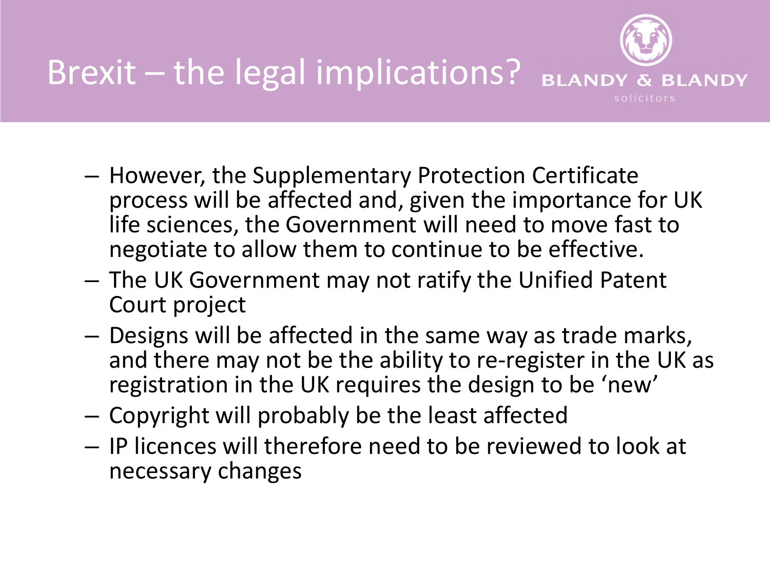# Brexit – the legal implications?

BLANDY & BLANDY
solicitors

- However, the Supplementary Protection Certificate process will be affected and, given the importance for UK life sciences, the Government will need to move fast to negotiate to allow them to continue to be effective.
- The UK Government may not ratify the Unified Patent Court project
- Designs will be affected in the same way as trade marks, and there may not be the ability to re-register in the UK as registration in the UK requires the design to be 'new'
- Copyright will probably be the least affected
- IP licences will therefore need to be reviewed to look at necessary changes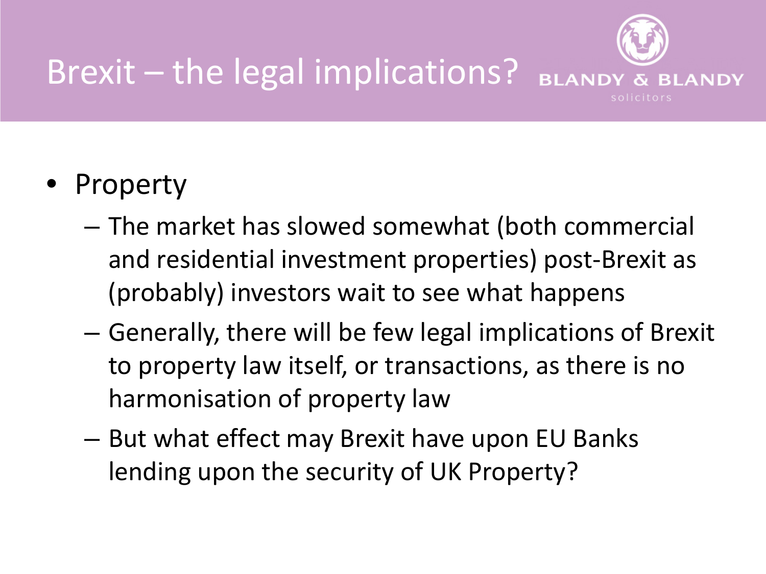# Brexit – the legal implications?

- Property
  - The market has slowed somewhat (both commercial and residential investment properties) post-Brexit as (probably) investors wait to see what happens
  - Generally, there will be few legal implications of Brexit to property law itself, or transactions, as there is no harmonisation of property law
  - But what effect may Brexit have upon EU Banks lending upon the security of UK Property?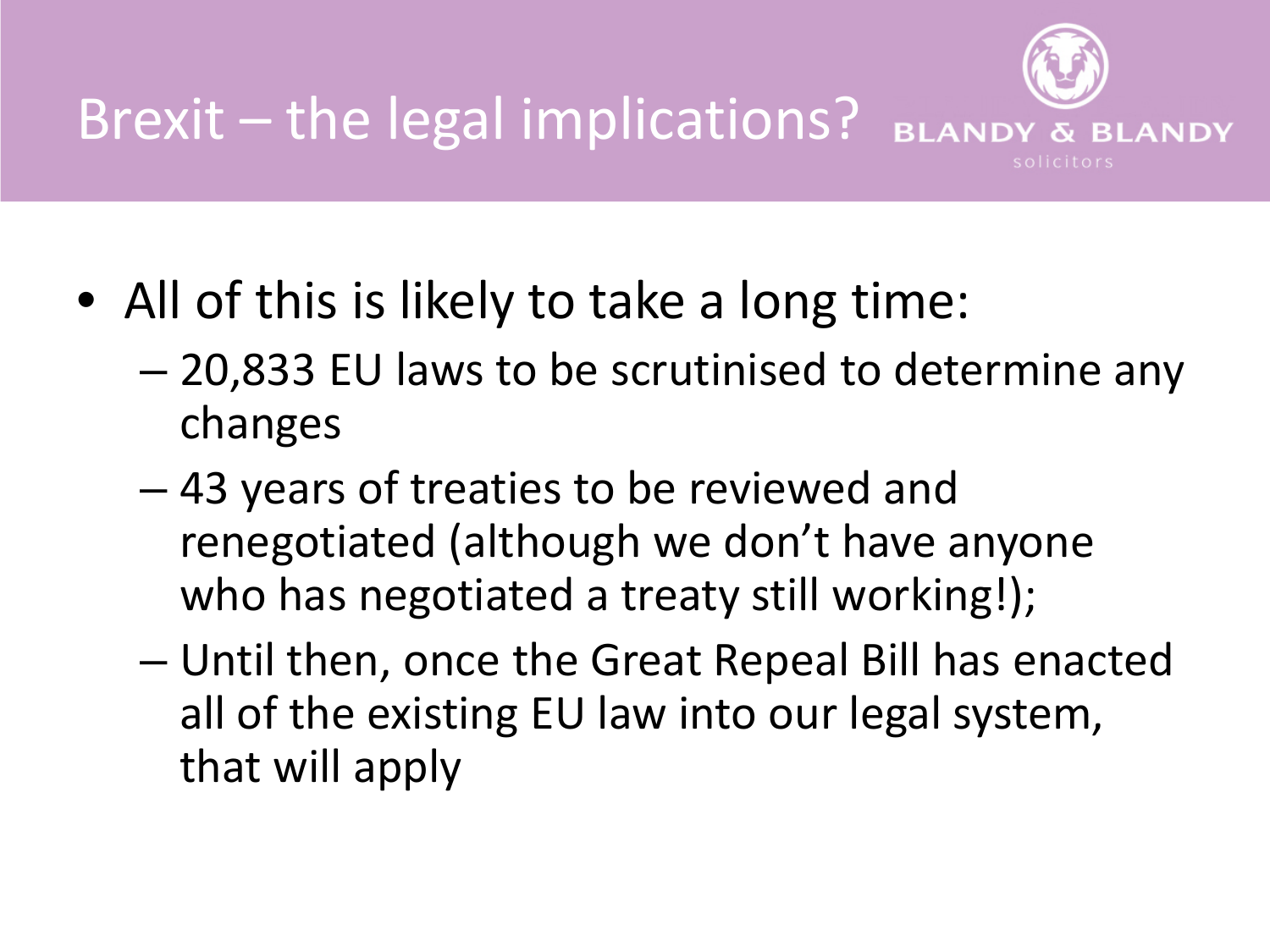# Brexit – the legal implications?

- All of this is likely to take a long time:
  - 20,833 EU laws to be scrutinised to determine any changes
  - 43 years of treaties to be reviewed and renegotiated (although we don't have anyone who has negotiated a treaty still working!);
  - Until then, once the Great Repeal Bill has enacted all of the existing EU law into our legal system, that will apply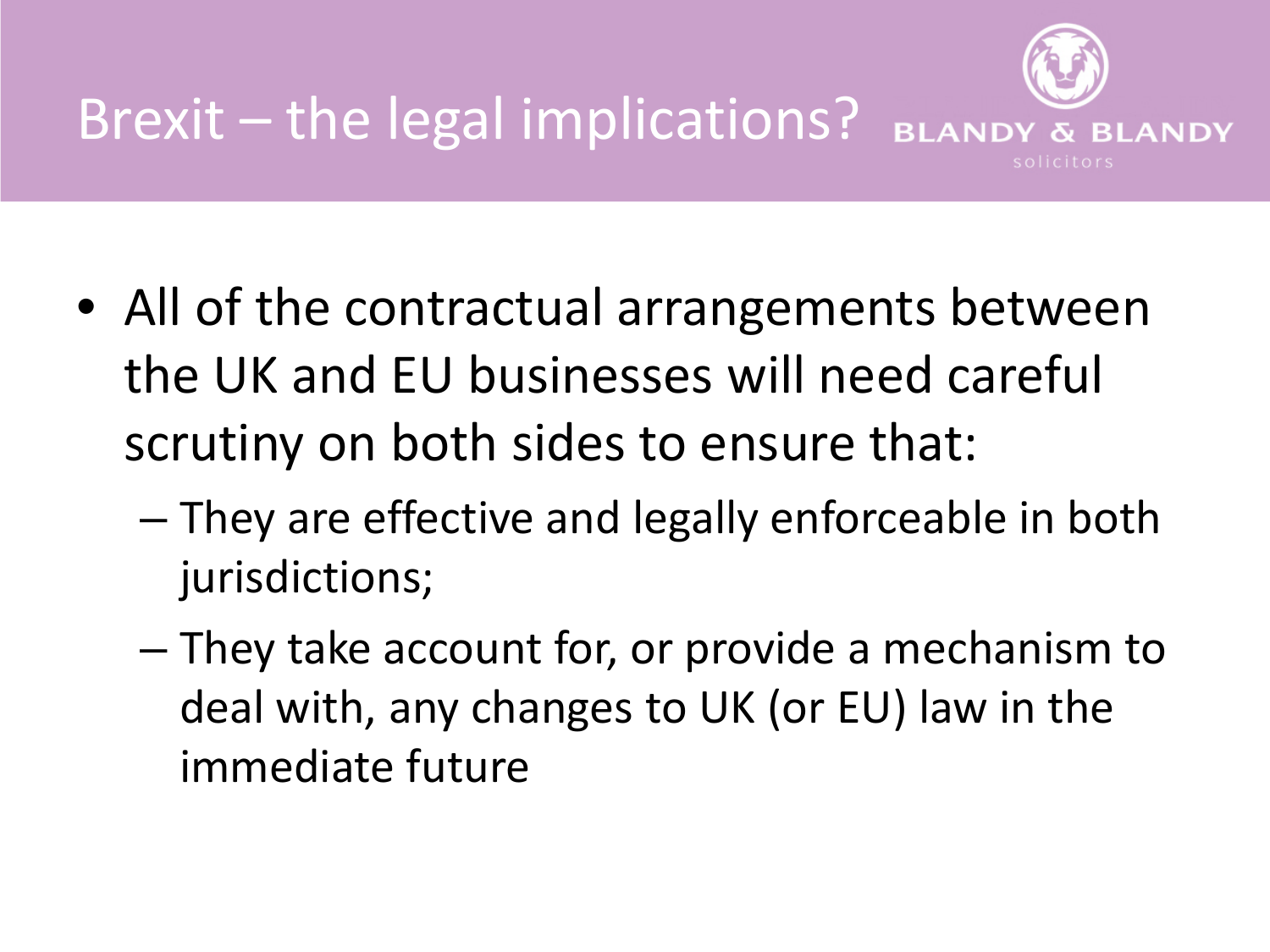# Brexit – the legal implications?

- All of the contractual arrangements between the UK and EU businesses will need careful scrutiny on both sides to ensure that:
  - They are effective and legally enforceable in both jurisdictions;
  - They take account for, or provide a mechanism to deal with, any changes to UK (or EU) law in the immediate future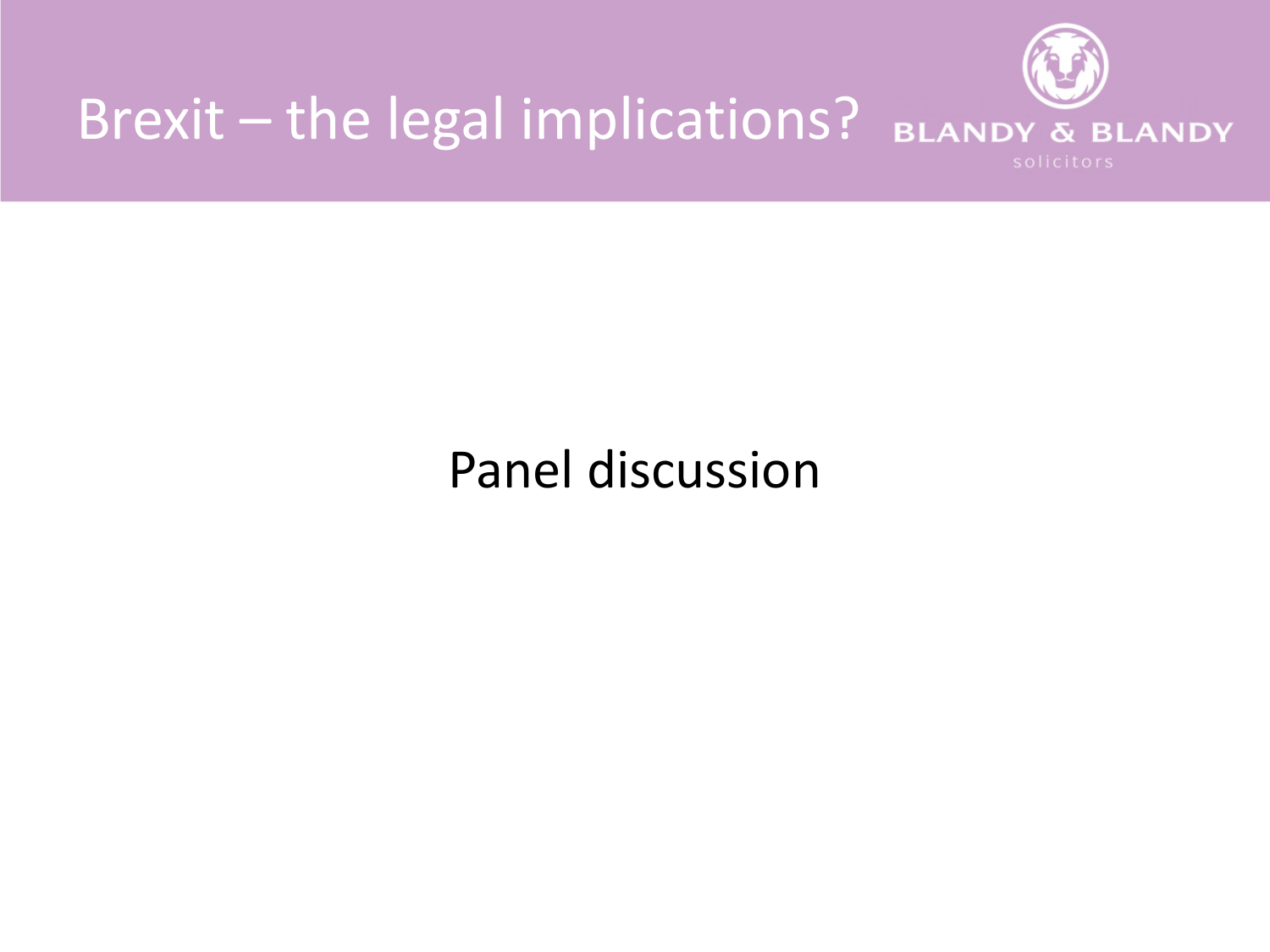# Brexit – the legal implications?

BLANDY & BLANDY

solicitors

Panel discussion